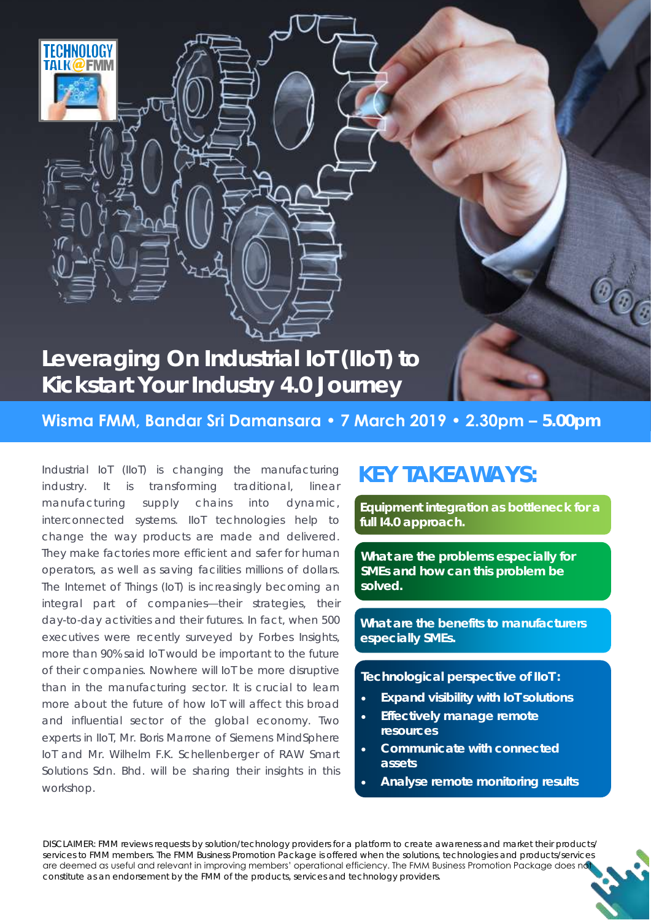TECHNOLOGY TALK@FMM

# Leveraging On Industrial IoT (IIoT) to Kickstart Your Industry 4.0 Journey

**Wisma FMM, Bandar Sri Damansara • 7 March 2019 • 2.30pm – 5.00pm**

Industrial IoT (IIoT) is changing the manufacturing industry. It is transforming traditional, linear manufacturing supply chains into dynamic, interconnected systems. IIoT technologies help to change the way products are made and delivered. They make factories more efficient and safer for human operators, as well as saving facilities millions of dollars. The Internet of Things (IoT) is increasingly becoming an integral part of companies—their strategies, their day-to-day activities and their futures. In fact, when 500 executives were recently surveyed by Forbes Insights, more than 90% said IoT would be important to the future of their companies. Nowhere will IoT be more disruptive than in the manufacturing sector. It is crucial to learn more about the future of how IoT will affect this broad and influential sector of the global economy. Two experts in IIoT, Mr. Boris Marrone of Siemens MindSphere IoT and Mr. Wilhelm F.K. Schellenberger of RAW Smart Solutions Sdn. Bhd. will be sharing their insights in this workshop.

## KEY TAKEAWAYS:

**Equipment integration as bottleneck for a full I4.0 approach.**

**What are the problems especially for SMEs and how can this problem be solved.**

**What are the benefits to manufacturers especially SMEs.**

**Technological perspective of IIoT:**

- **Expand visibility with IoT solutions**
- **Effectively manage remote resources**
- **Communicate with connected assets**
- **Analyse remote monitoring results**

DISCLAIMER: FMM reviews requests by solution/technology providers for a platform to create awareness and market their products/services to FMM members. The FMM Business Promotion Package is offered when the solutions, technologies and products/services are deemed as useful and relevant in improving members' operational efficiency. The FMM Business Promotion Package does not constitute as an endorsement by the FMM of the products, services and technology providers.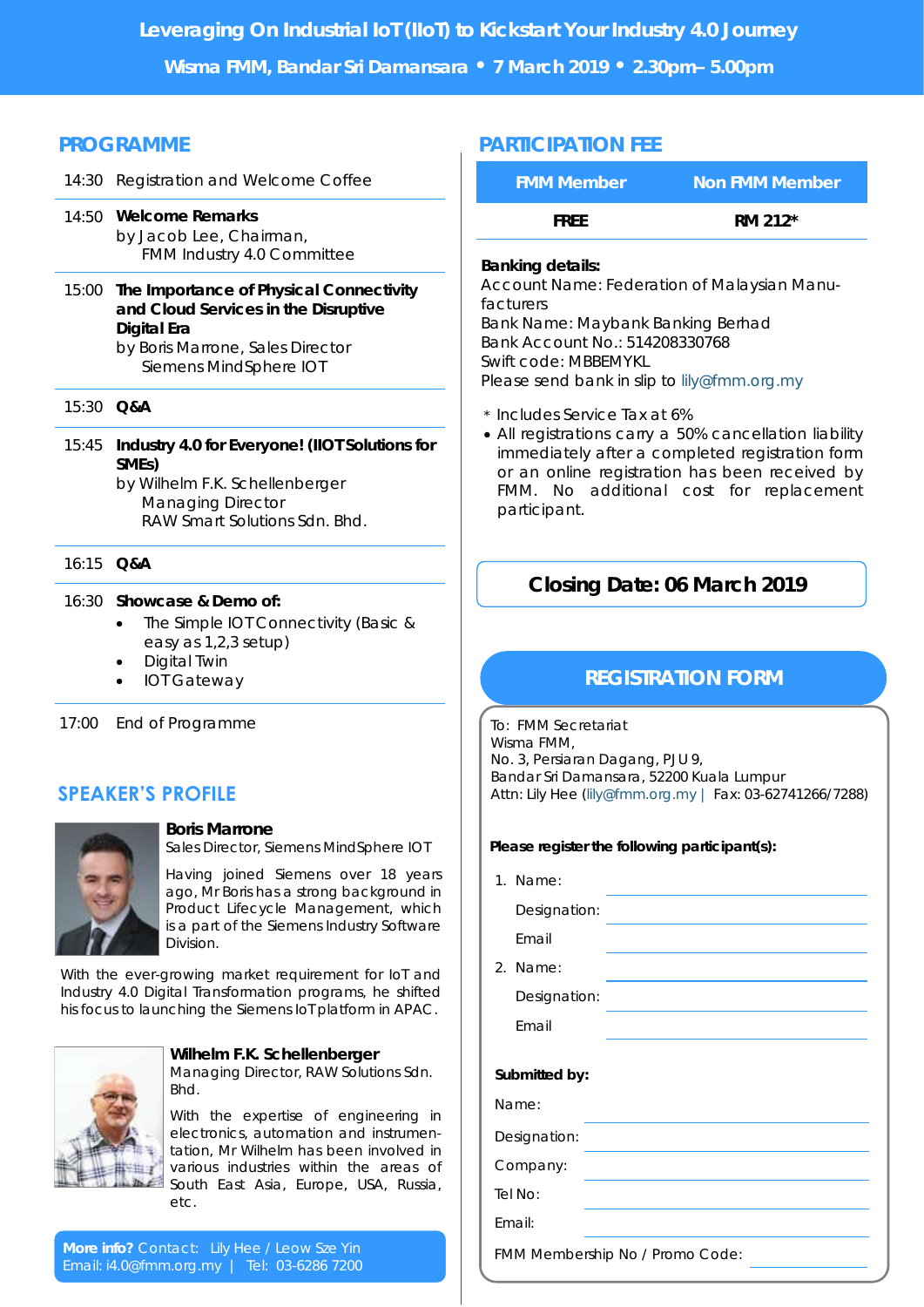# Leveraging On Industrial IoT (IIoT) to Kickstart Your Industry 4.0 Journey

**Wisma FMM, Bandar Sri Damansara • 7 March 2019 • 2.30pm– 5.00pm**

## PROGRAMME

14:30 Registration and Welcome Coffee

14:50 **Welcome Remarks**
by Jacob Lee, Chairman,
FMM Industry 4.0 Committee

15:00 **The Importance of Physical Connectivity and Cloud Services in the Disruptive Digital Era**
by Boris Marrone, Sales Director
Siemens MindSphere IOT

15:30 **Q&A**

15:45 **Industry 4.0 for Everyone! (IIOT Solutions for SMEs)**
by Wilhelm F.K. Schellenberger
Managing Director
RAW Smart Solutions Sdn. Bhd.

16:15 **Q&A**

16:30 **Showcase & Demo of:**

- The Simple IOT Connectivity (Basic & easy as 1,2,3 setup)
- Digital Twin
- IOT Gateway

17:00 End of Programme

## SPEAKER'S PROFILE

**Boris Marrone**
Sales Director, Siemens MindSphere IOT

Having joined Siemens over 18 years ago, Mr Boris has a strong background in Product Lifecycle Management, which is a part of the Siemens Industry Software Division.

With the ever-growing market requirement for IoT and Industry 4.0 Digital Transformation programs, he shifted his focus to launching the Siemens IoT platform in APAC.

**Wilhelm F.K. Schellenberger**
Managing Director, RAW Solutions Sdn. Bhd.

With the expertise of engineering in electronics, automation and instrumentation, Mr Wilhelm has been involved in various industries within the areas of South East Asia, Europe, USA, Russia, etc.

**More info?** Contact: Lily Hee / Leow Sze Yin
Email: i4.0@fmm.org.my | Tel: 03-6286 7200

## PARTICIPATION FEE

| FMM Member | Non FMM Member |
|---|---|
| FREE | RM 212* |

**Banking details:**
Account Name: Federation of Malaysian Manufacturers
Bank Name: Maybank Banking Berhad
Bank Account No.: 514208330768
Swift code: MBBEMYKL
Please send bank in slip to lily@fmm.org.my

\* Includes Service Tax at 6%

- All registrations carry a 50% cancellation liability immediately after a completed registration form or an online registration has been received by FMM. No additional cost for replacement participant.

**Closing Date: 06 March 2019**

## REGISTRATION FORM

To: FMM Secretariat
Wisma FMM,
No. 3, Persiaran Dagang, PJU 9,
Bandar Sri Damansara, 52200 Kuala Lumpur
Attn: Lily Hee (lily@fmm.org.my | Fax: 03-62741266/7288)

**Please register the following participant(s):**

1. Name: ____________________
   Designation: ____________________
   Email ____________________
2. Name: ____________________
   Designation: ____________________
   Email ____________________

**Submitted by:**

Name: ____________________

Designation: ____________________

Company: ____________________

Tel No: ____________________

Email: ____________________

FMM Membership No / Promo Code: ____________________